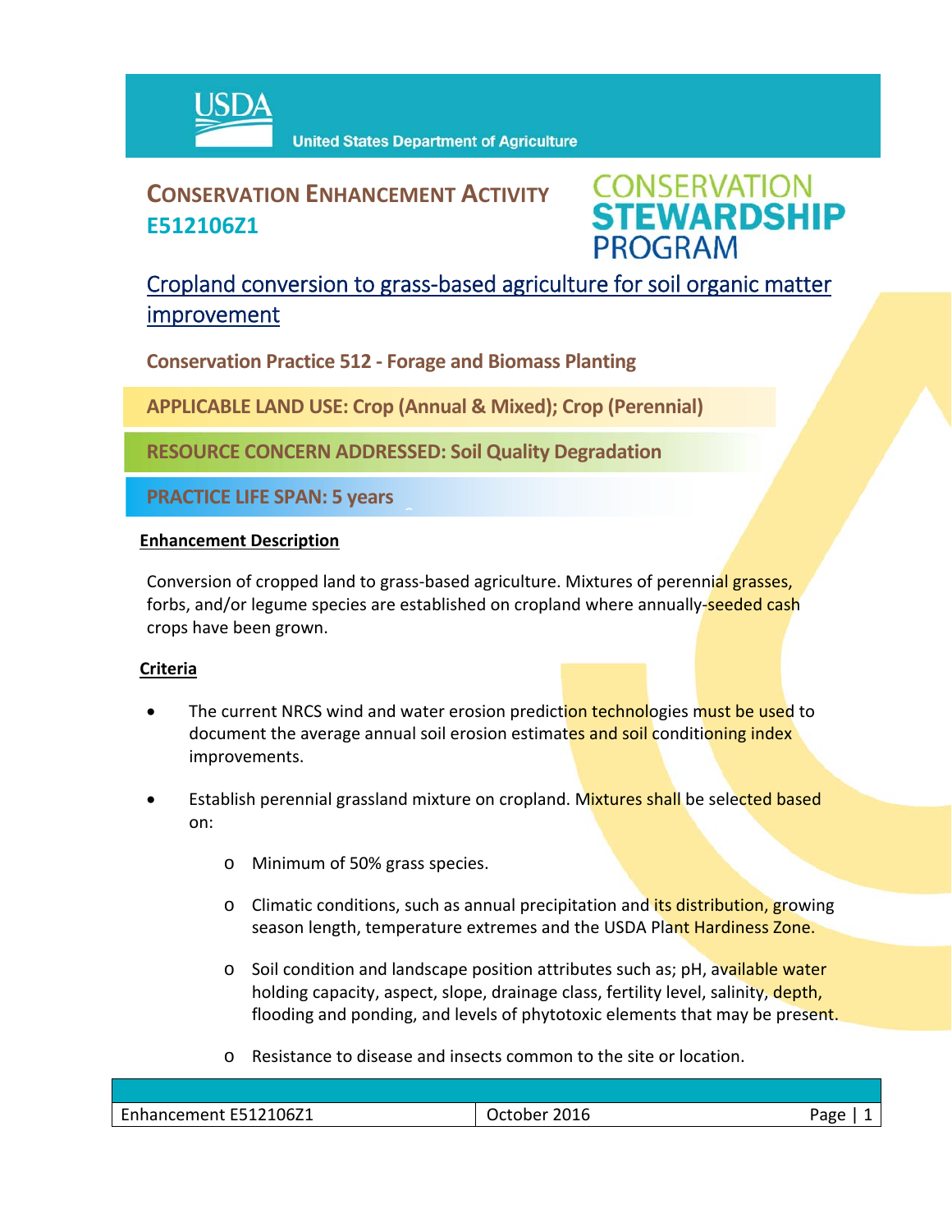USDA United States Department of Agriculture

# CONSERVATION ENHANCEMENT ACTIVITY E512106Z1

CONSERVATION STEWARDSHIP PROGRAM

## Cropland conversion to grass-based agriculture for soil organic matter improvement

**Conservation Practice 512 - Forage and Biomass Planting**

**APPLICABLE LAND USE: Crop (Annual & Mixed); Crop (Perennial)**

**RESOURCE CONCERN ADDRESSED: Soil Quality Degradation**

**PRACTICE LIFE SPAN: 5 years**

### Enhancement Description

Conversion of cropped land to grass-based agriculture. Mixtures of perennial grasses, forbs, and/or legume species are established on cropland where annually-seeded cash crops have been grown.

### Criteria

- The current NRCS wind and water erosion prediction technologies must be used to document the average annual soil erosion estimates and soil conditioning index improvements.
- Establish perennial grassland mixture on cropland. Mixtures shall be selected based on:
    - Minimum of 50% grass species.
    - Climatic conditions, such as annual precipitation and its distribution, growing season length, temperature extremes and the USDA Plant Hardiness Zone.
    - Soil condition and landscape position attributes such as; pH, available water holding capacity, aspect, slope, drainage class, fertility level, salinity, depth, flooding and ponding, and levels of phytotoxic elements that may be present.
    - Resistance to disease and insects common to the site or location.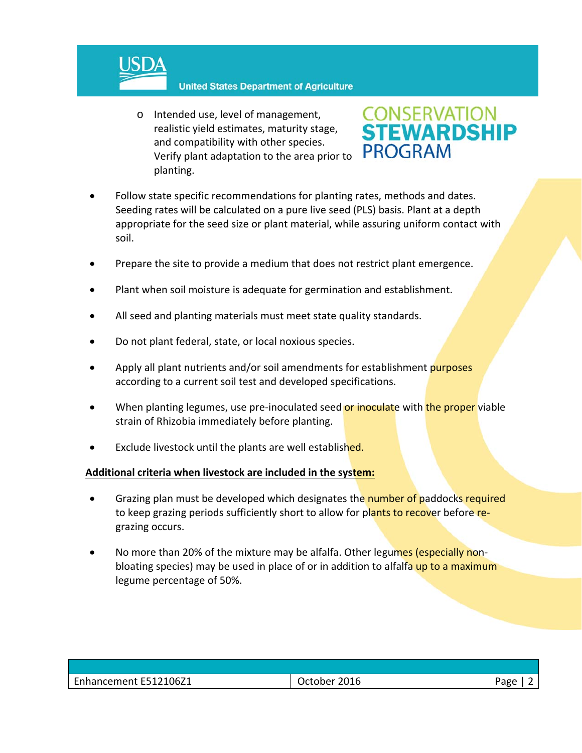- Intended use, level of management, realistic yield estimates, maturity stage, and compatibility with other species. Verify plant adaptation to the area prior to planting.

- Follow state specific recommendations for planting rates, methods and dates. Seeding rates will be calculated on a pure live seed (PLS) basis. Plant at a depth appropriate for the seed size or plant material, while assuring uniform contact with soil.

- Prepare the site to provide a medium that does not restrict plant emergence.

- Plant when soil moisture is adequate for germination and establishment.

- All seed and planting materials must meet state quality standards.

- Do not plant federal, state, or local noxious species.

- Apply all plant nutrients and/or soil amendments for establishment purposes according to a current soil test and developed specifications.

- When planting legumes, use pre-inoculated seed or inoculate with the proper viable strain of Rhizobia immediately before planting.

- Exclude livestock until the plants are well established.

**Additional criteria when livestock are included in the system:**

- Grazing plan must be developed which designates the number of paddocks required to keep grazing periods sufficiently short to allow for plants to recover before re-grazing occurs.

- No more than 20% of the mixture may be alfalfa. Other legumes (especially non-bloating species) may be used in place of or in addition to alfalfa up to a maximum legume percentage of 50%.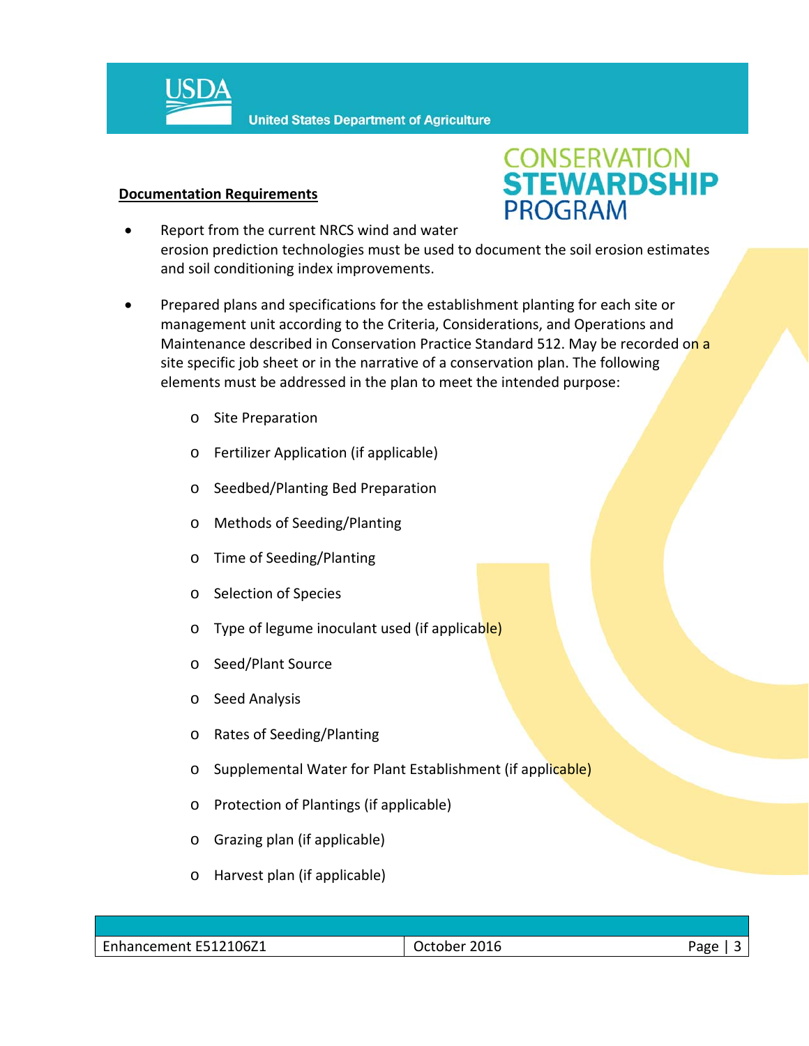**Documentation Requirements**

- Report from the current NRCS wind and water erosion prediction technologies must be used to document the soil erosion estimates and soil conditioning index improvements.

- Prepared plans and specifications for the establishment planting for each site or management unit according to the Criteria, Considerations, and Operations and Maintenance described in Conservation Practice Standard 512. May be recorded on a site specific job sheet or in the narrative of a conservation plan. The following elements must be addressed in the plan to meet the intended purpose:
  - Site Preparation
  - Fertilizer Application (if applicable)
  - Seedbed/Planting Bed Preparation
  - Methods of Seeding/Planting
  - Time of Seeding/Planting
  - Selection of Species
  - Type of legume inoculant used (if applicable)
  - Seed/Plant Source
  - Seed Analysis
  - Rates of Seeding/Planting
  - Supplemental Water for Plant Establishment (if applicable)
  - Protection of Plantings (if applicable)
  - Grazing plan (if applicable)
  - Harvest plan (if applicable)